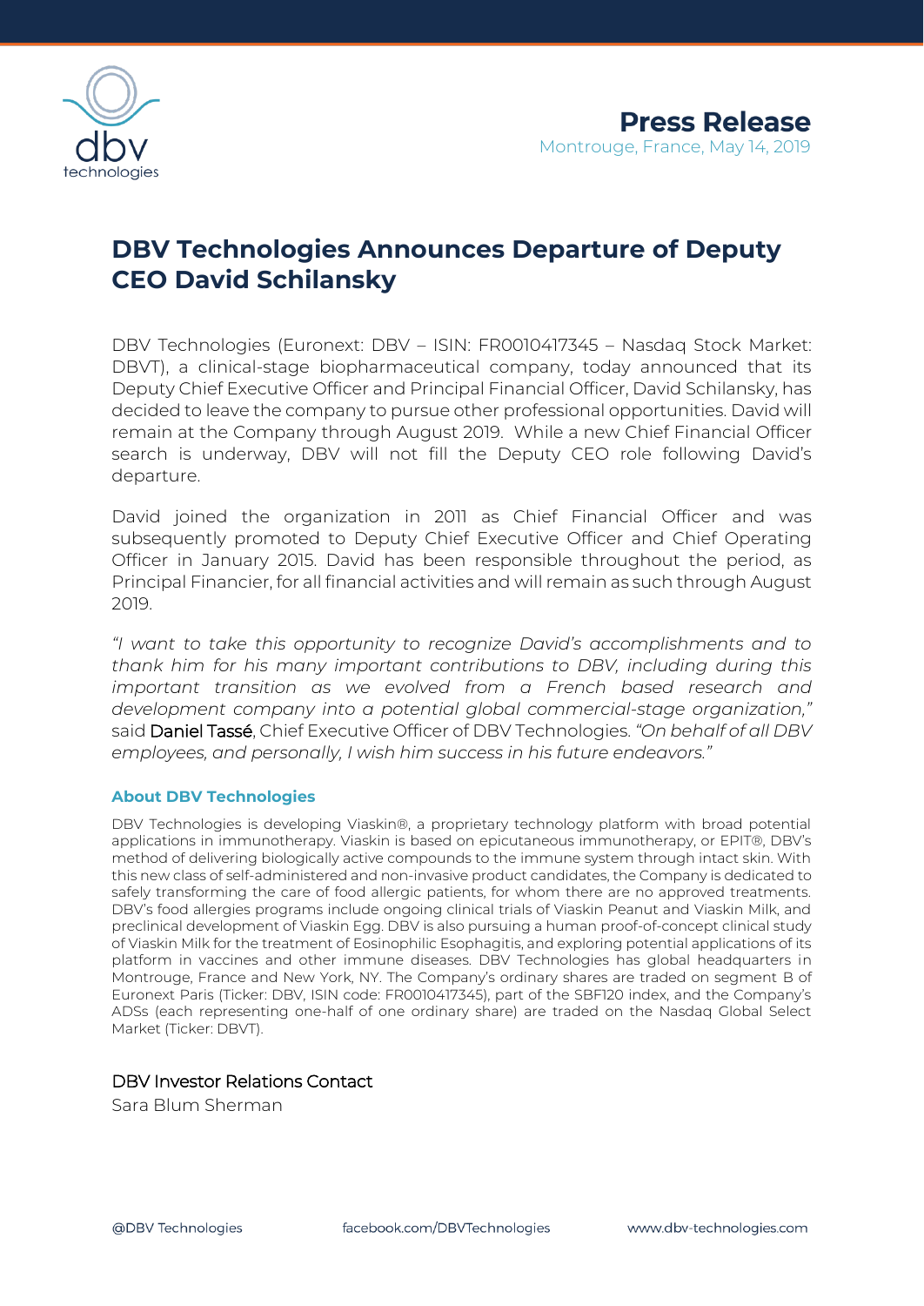**Press Release**

Montrouge, France, May 14, 2019

# DBV Technologies Announces Departure of Deputy CEO David Schilansky

DBV Technologies (Euronext: DBV – ISIN: FR0010417345 – Nasdaq Stock Market: DBVT), a clinical-stage biopharmaceutical company, today announced that its Deputy Chief Executive Officer and Principal Financial Officer, David Schilansky, has decided to leave the company to pursue other professional opportunities. David will remain at the Company through August 2019. While a new Chief Financial Officer search is underway, DBV will not fill the Deputy CEO role following David's departure.

David joined the organization in 2011 as Chief Financial Officer and was subsequently promoted to Deputy Chief Executive Officer and Chief Operating Officer in January 2015. David has been responsible throughout the period, as Principal Financier, for all financial activities and will remain as such through August 2019.

*"I want to take this opportunity to recognize David's accomplishments and to thank him for his many important contributions to DBV, including during this important transition as we evolved from a French based research and development company into a potential global commercial-stage organization,"* said Daniel Tassé, Chief Executive Officer of DBV Technologies. *"On behalf of all DBV employees, and personally, I wish him success in his future endeavors."*

## About DBV Technologies

DBV Technologies is developing Viaskin®, a proprietary technology platform with broad potential applications in immunotherapy. Viaskin is based on epicutaneous immunotherapy, or EPIT®, DBV's method of delivering biologically active compounds to the immune system through intact skin. With this new class of self-administered and non-invasive product candidates, the Company is dedicated to safely transforming the care of food allergic patients, for whom there are no approved treatments. DBV's food allergies programs include ongoing clinical trials of Viaskin Peanut and Viaskin Milk, and preclinical development of Viaskin Egg. DBV is also pursuing a human proof-of-concept clinical study of Viaskin Milk for the treatment of Eosinophilic Esophagitis, and exploring potential applications of its platform in vaccines and other immune diseases. DBV Technologies has global headquarters in Montrouge, France and New York, NY. The Company's ordinary shares are traded on segment B of Euronext Paris (Ticker: DBV, ISIN code: FR0010417345), part of the SBF120 index, and the Company's ADSs (each representing one-half of one ordinary share) are traded on the Nasdaq Global Select Market (Ticker: DBVT).

**DBV Investor Relations Contact**

Sara Blum Sherman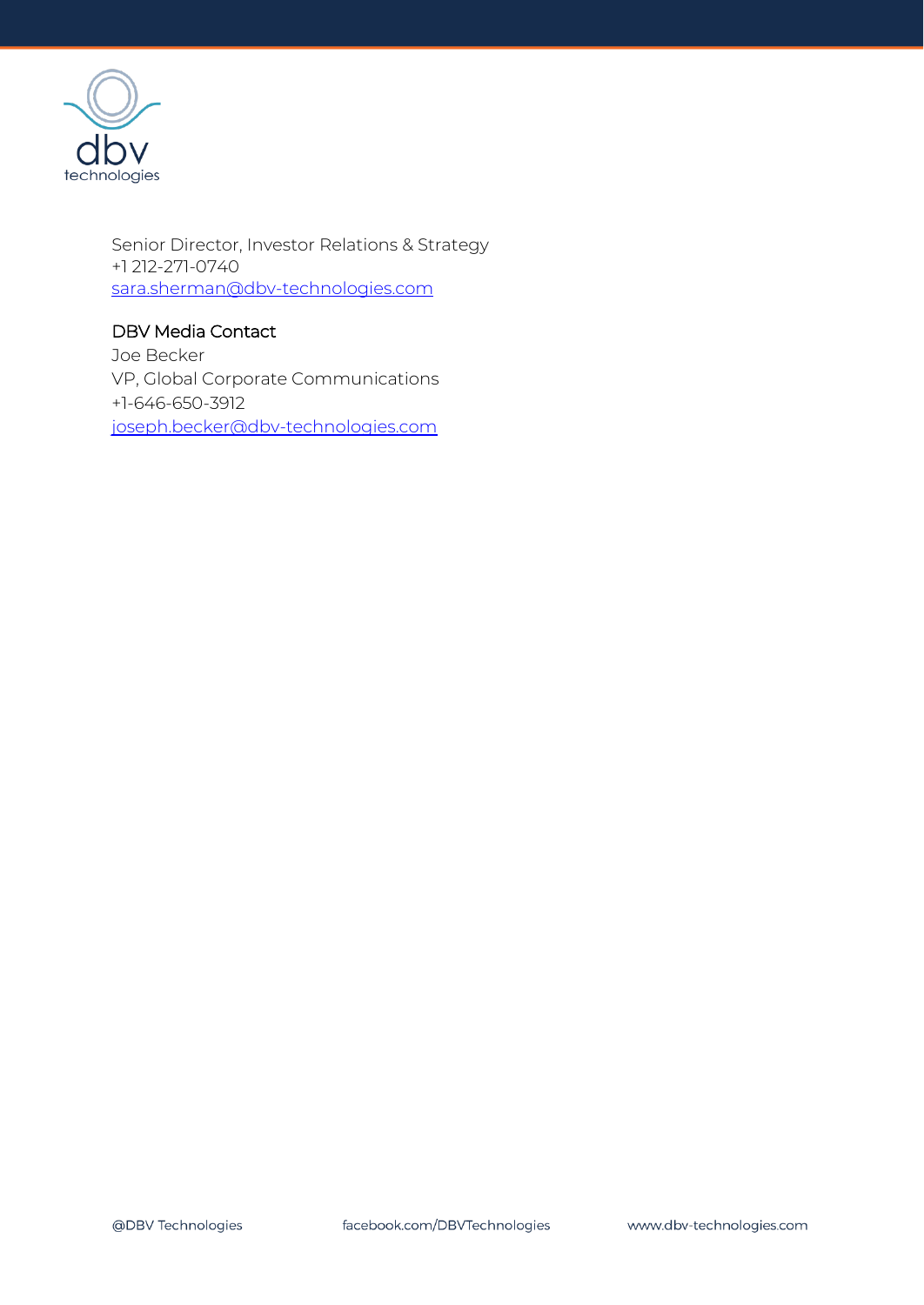Senior Director, Investor Relations & Strategy
+1 212-271-0740
sara.sherman@dbv-technologies.com

DBV Media Contact
Joe Becker
VP, Global Corporate Communications
+1-646-650-3912
joseph.becker@dbv-technologies.com